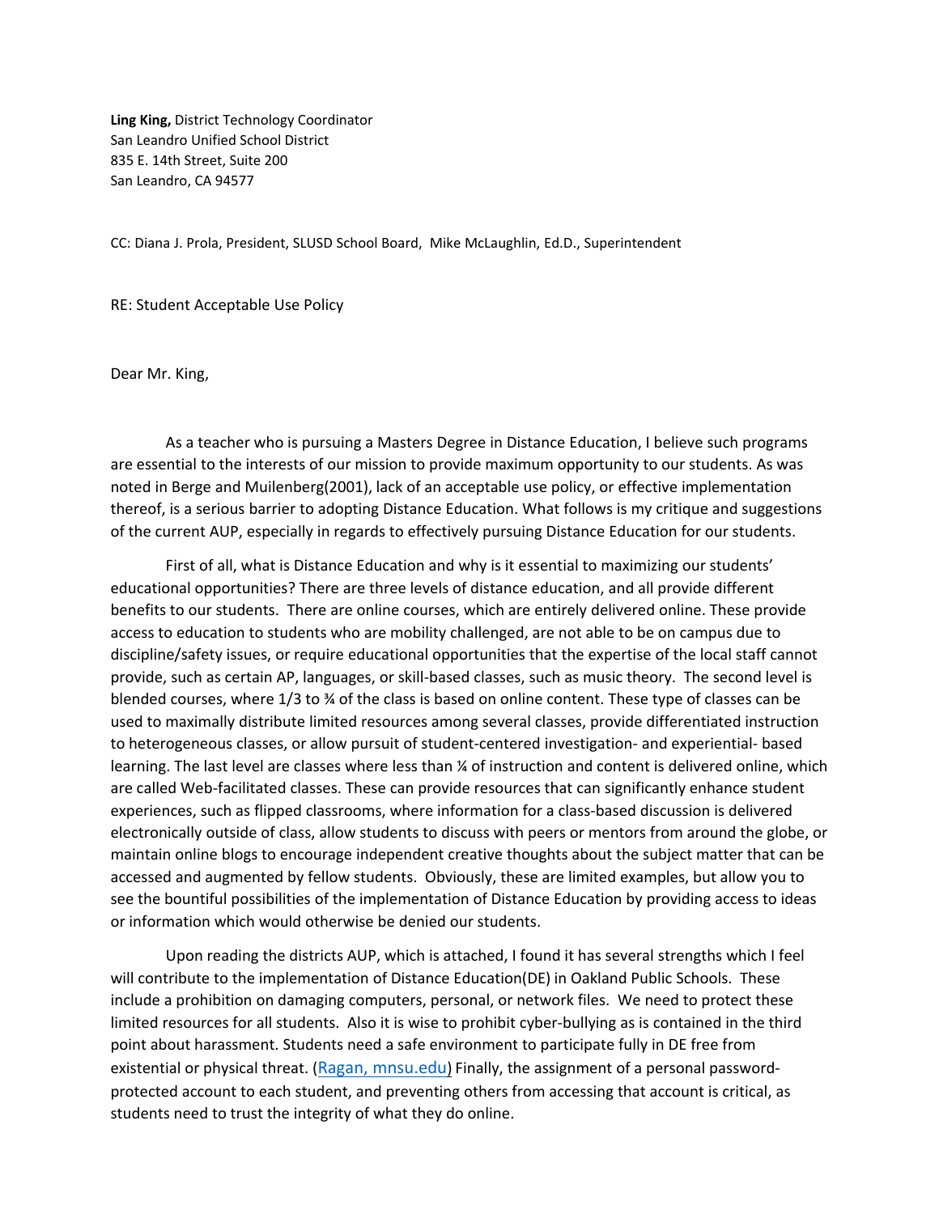**Ling King,** District Technology Coordinator
San Leandro Unified School District
835 E. 14th Street, Suite 200
San Leandro, CA 94577

CC: Diana J. Prola, President, SLUSD School Board, Mike McLaughlin, Ed.D., Superintendent

RE: Student Acceptable Use Policy

Dear Mr. King,

As a teacher who is pursuing a Masters Degree in Distance Education, I believe such programs are essential to the interests of our mission to provide maximum opportunity to our students. As was noted in Berge and Muilenberg(2001), lack of an acceptable use policy, or effective implementation thereof, is a serious barrier to adopting Distance Education. What follows is my critique and suggestions of the current AUP, especially in regards to effectively pursuing Distance Education for our students.

First of all, what is Distance Education and why is it essential to maximizing our students' educational opportunities? There are three levels of distance education, and all provide different benefits to our students. There are online courses, which are entirely delivered online. These provide access to education to students who are mobility challenged, are not able to be on campus due to discipline/safety issues, or require educational opportunities that the expertise of the local staff cannot provide, such as certain AP, languages, or skill-based classes, such as music theory. The second level is blended courses, where 1/3 to ¾ of the class is based on online content. These type of classes can be used to maximally distribute limited resources among several classes, provide differentiated instruction to heterogeneous classes, or allow pursuit of student-centered investigation- and experiential- based learning. The last level are classes where less than ¼ of instruction and content is delivered online, which are called Web-facilitated classes. These can provide resources that can significantly enhance student experiences, such as flipped classrooms, where information for a class-based discussion is delivered electronically outside of class, allow students to discuss with peers or mentors from around the globe, or maintain online blogs to encourage independent creative thoughts about the subject matter that can be accessed and augmented by fellow students. Obviously, these are limited examples, but allow you to see the bountiful possibilities of the implementation of Distance Education by providing access to ideas or information which would otherwise be denied our students.

Upon reading the districts AUP, which is attached, I found it has several strengths which I feel will contribute to the implementation of Distance Education(DE) in Oakland Public Schools. These include a prohibition on damaging computers, personal, or network files. We need to protect these limited resources for all students. Also it is wise to prohibit cyber-bullying as is contained in the third point about harassment. Students need a safe environment to participate fully in DE free from existential or physical threat. (Ragan, mnsu.edu) Finally, the assignment of a personal password-protected account to each student, and preventing others from accessing that account is critical, as students need to trust the integrity of what they do online.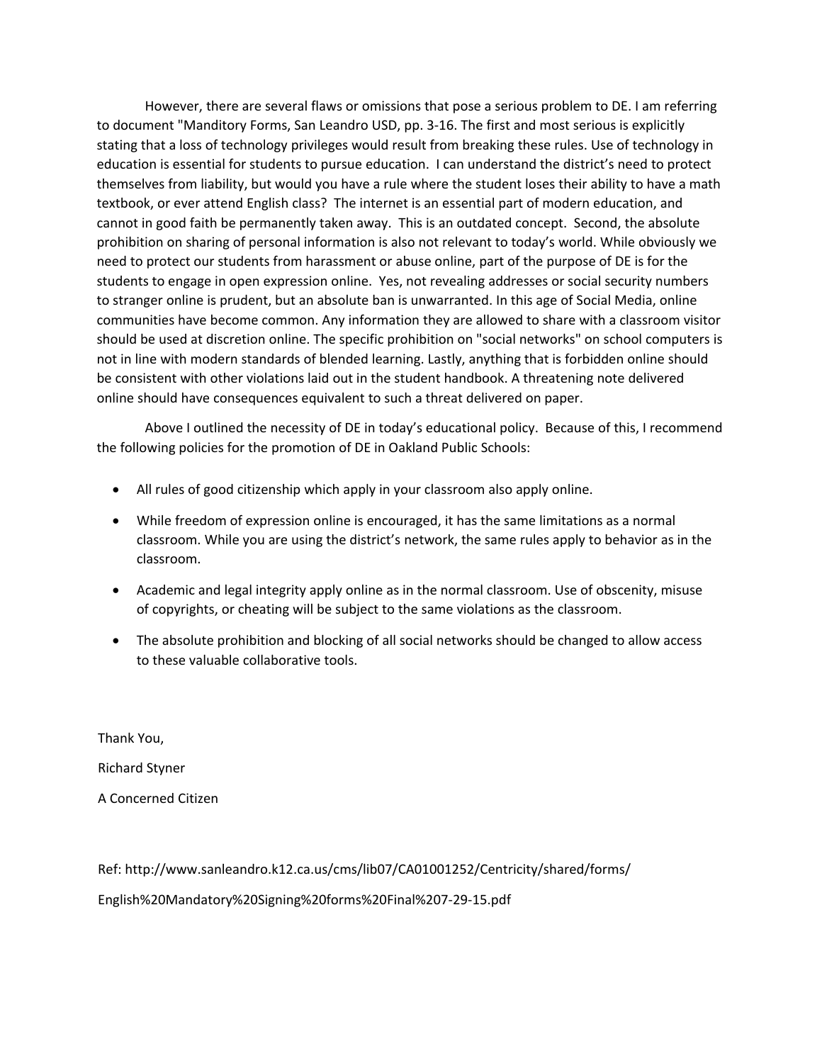However, there are several flaws or omissions that pose a serious problem to DE. I am referring to document "Manditory Forms, San Leandro USD, pp. 3-16. The first and most serious is explicitly stating that a loss of technology privileges would result from breaking these rules. Use of technology in education is essential for students to pursue education. I can understand the district's need to protect themselves from liability, but would you have a rule where the student loses their ability to have a math textbook, or ever attend English class? The internet is an essential part of modern education, and cannot in good faith be permanently taken away. This is an outdated concept. Second, the absolute prohibition on sharing of personal information is also not relevant to today's world. While obviously we need to protect our students from harassment or abuse online, part of the purpose of DE is for the students to engage in open expression online. Yes, not revealing addresses or social security numbers to stranger online is prudent, but an absolute ban is unwarranted. In this age of Social Media, online communities have become common. Any information they are allowed to share with a classroom visitor should be used at discretion online. The specific prohibition on "social networks" on school computers is not in line with modern standards of blended learning. Lastly, anything that is forbidden online should be consistent with other violations laid out in the student handbook. A threatening note delivered online should have consequences equivalent to such a threat delivered on paper.

Above I outlined the necessity of DE in today's educational policy. Because of this, I recommend the following policies for the promotion of DE in Oakland Public Schools:

- All rules of good citizenship which apply in your classroom also apply online.
- While freedom of expression online is encouraged, it has the same limitations as a normal classroom. While you are using the district's network, the same rules apply to behavior as in the classroom.
- Academic and legal integrity apply online as in the normal classroom. Use of obscenity, misuse of copyrights, or cheating will be subject to the same violations as the classroom.
- The absolute prohibition and blocking of all social networks should be changed to allow access to these valuable collaborative tools.

Thank You,

Richard Styner

A Concerned Citizen

Ref: http://www.sanleandro.k12.ca.us/cms/lib07/CA01001252/Centricity/shared/forms/

English%20Mandatory%20Signing%20forms%20Final%207-29-15.pdf